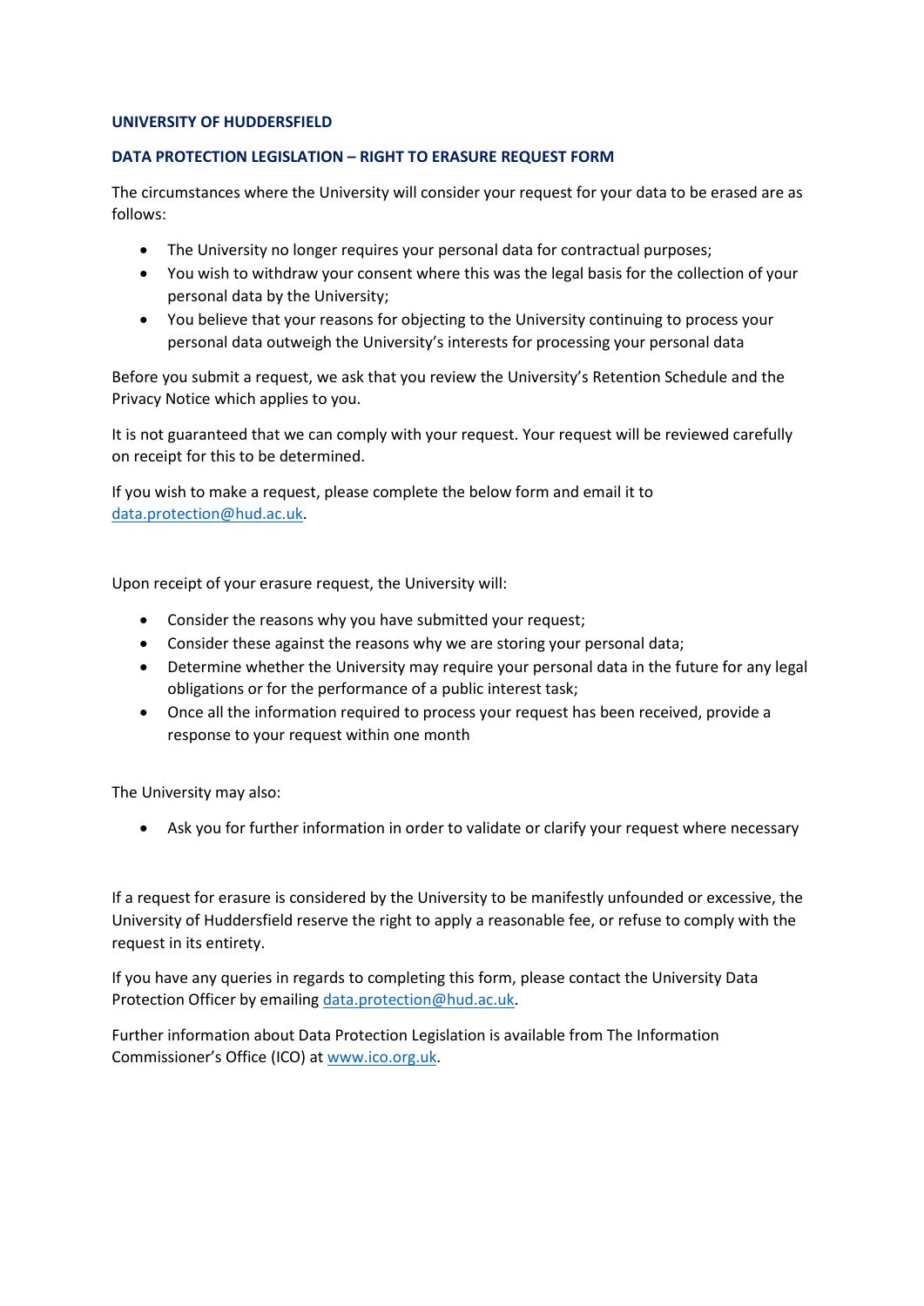**UNIVERSITY OF HUDDERSFIELD**

**DATA PROTECTION LEGISLATION – RIGHT TO ERASURE REQUEST FORM**

The circumstances where the University will consider your request for your data to be erased are as follows:

- The University no longer requires your personal data for contractual purposes;
- You wish to withdraw your consent where this was the legal basis for the collection of your personal data by the University;
- You believe that your reasons for objecting to the University continuing to process your personal data outweigh the University's interests for processing your personal data

Before you submit a request, we ask that you review the University's Retention Schedule and the Privacy Notice which applies to you.

It is not guaranteed that we can comply with your request. Your request will be reviewed carefully on receipt for this to be determined.

If you wish to make a request, please complete the below form and email it to [data.protection@hud.ac.uk](mailto:data.protection@hud.ac.uk).

Upon receipt of your erasure request, the University will:

- Consider the reasons why you have submitted your request;
- Consider these against the reasons why we are storing your personal data;
- Determine whether the University may require your personal data in the future for any legal obligations or for the performance of a public interest task;
- Once all the information required to process your request has been received, provide a response to your request within one month

The University may also:

- Ask you for further information in order to validate or clarify your request where necessary

If a request for erasure is considered by the University to be manifestly unfounded or excessive, the University of Huddersfield reserve the right to apply a reasonable fee, or refuse to comply with the request in its entirety.

If you have any queries in regards to completing this form, please contact the University Data Protection Officer by emailing [data.protection@hud.ac.uk](mailto:data.protection@hud.ac.uk).

Further information about Data Protection Legislation is available from The Information Commissioner's Office (ICO) at [www.ico.org.uk](http://www.ico.org.uk).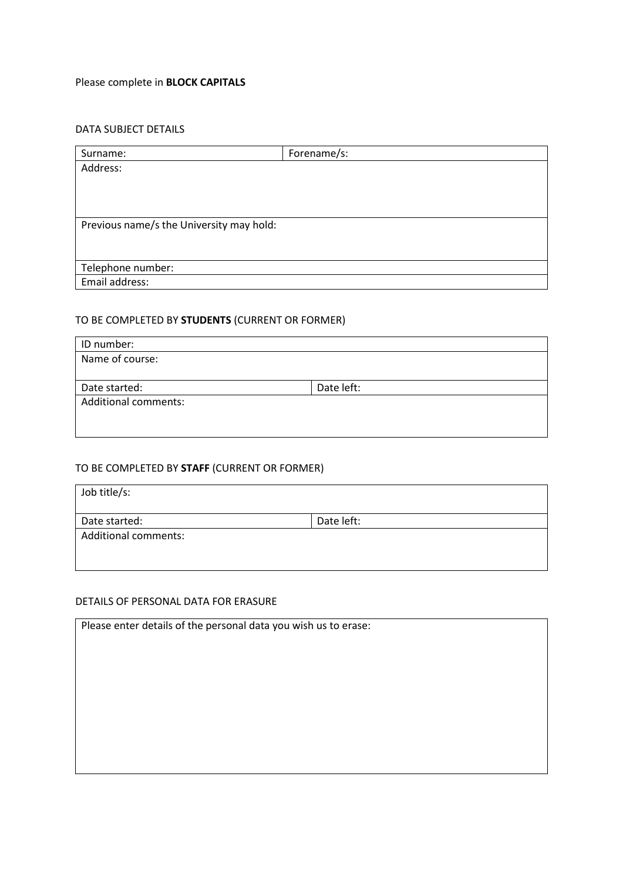Please complete in **BLOCK CAPITALS**

DATA SUBJECT DETAILS

| Surname: | Forename/s: |
|---|---|
| Address: | |
| Previous name/s the University may hold: | |
| Telephone number: | |
| Email address: | |

TO BE COMPLETED BY **STUDENTS** (CURRENT OR FORMER)

| ID number: | |
|---|---|
| Name of course: | |
| Date started: | Date left: |
| Additional comments: | |

TO BE COMPLETED BY **STAFF** (CURRENT OR FORMER)

| Job title/s: | |
|---|---|
| Date started: | Date left: |
| Additional comments: | |

DETAILS OF PERSONAL DATA FOR ERASURE

| Please enter details of the personal data you wish us to erase: |
|---|
| |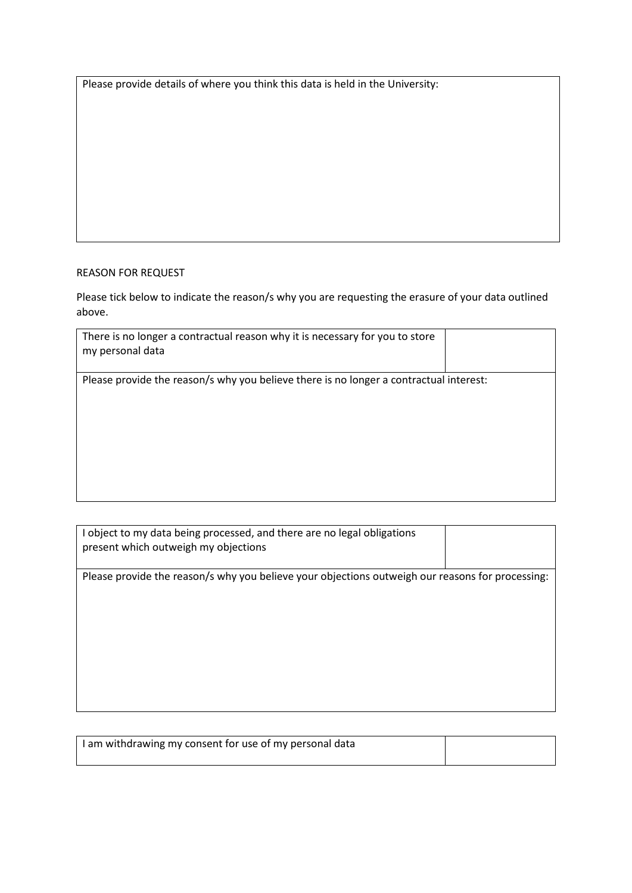| Please provide details of where you think this data is held in the University: |
|---|
| |

REASON FOR REQUEST

Please tick below to indicate the reason/s why you are requesting the erasure of your data outlined above.

| There is no longer a contractual reason why it is necessary for you to store my personal data | |
|---|---|
| Please provide the reason/s why you believe there is no longer a contractual interest: | |

| I object to my data being processed, and there are no legal obligations present which outweigh my objections | |
|---|---|
| Please provide the reason/s why you believe your objections outweigh our reasons for processing: | |

| I am withdrawing my consent for use of my personal data | |
|---|---|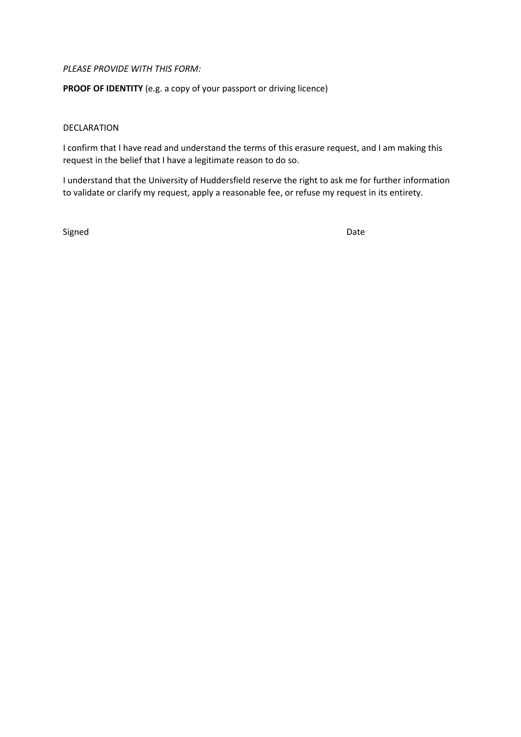*PLEASE PROVIDE WITH THIS FORM:*

**PROOF OF IDENTITY** (e.g. a copy of your passport or driving licence)

DECLARATION

I confirm that I have read and understand the terms of this erasure request, and I am making this request in the belief that I have a legitimate reason to do so.

I understand that the University of Huddersfield reserve the right to ask me for further information to validate or clarify my request, apply a reasonable fee, or refuse my request in its entirety.

Signed                                                                                   Date